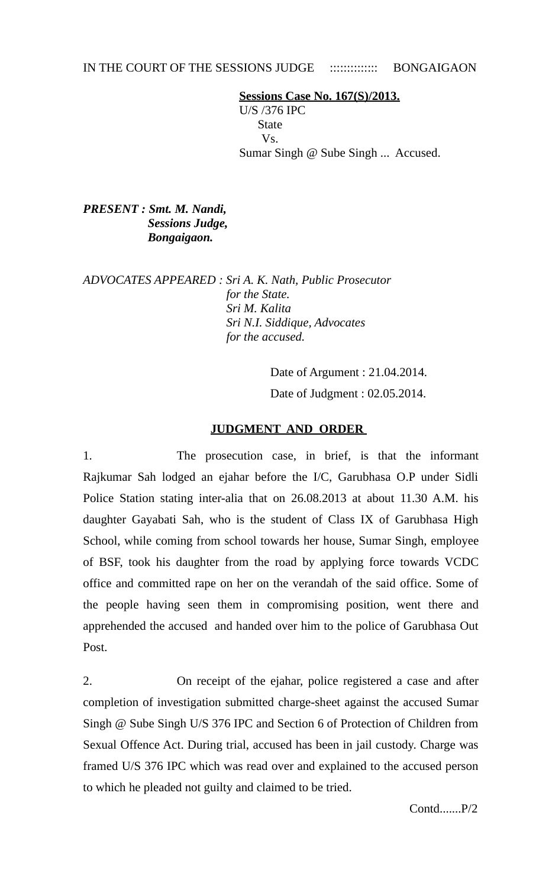IN THE COURT OF THE SESSIONS JUDGE ::::::::::::: BONGAIGAON

**Sessions Case No. 167(S)/2013.**
U/S /376 IPC
State
Vs.
Sumar Singh @ Sube Singh ... Accused.

***PRESENT : Smt. M. Nandi,***
***Sessions Judge,***
***Bongaigaon.***

*ADVOCATES APPEARED : Sri A. K. Nath, Public Prosecutor*
*for the State.*
*Sri M. Kalita*
*Sri N.I. Siddique, Advocates*
*for the accused.*

Date of Argument : 21.04.2014.

Date of Judgment : 02.05.2014.

## JUDGMENT AND ORDER

1. The prosecution case, in brief, is that the informant Rajkumar Sah lodged an ejahar before the I/C, Garubhasa O.P under Sidli Police Station stating inter-alia that on 26.08.2013 at about 11.30 A.M. his daughter Gayabati Sah, who is the student of Class IX of Garubhasa High School, while coming from school towards her house, Sumar Singh, employee of BSF, took his daughter from the road by applying force towards VCDC office and committed rape on her on the verandah of the said office. Some of the people having seen them in compromising position, went there and apprehended the accused and handed over him to the police of Garubhasa Out Post.

2. On receipt of the ejahar, police registered a case and after completion of investigation submitted charge-sheet against the accused Sumar Singh @ Sube Singh U/S 376 IPC and Section 6 of Protection of Children from Sexual Offence Act. During trial, accused has been in jail custody. Charge was framed U/S 376 IPC which was read over and explained to the accused person to which he pleaded not guilty and claimed to be tried.

Contd.......P/2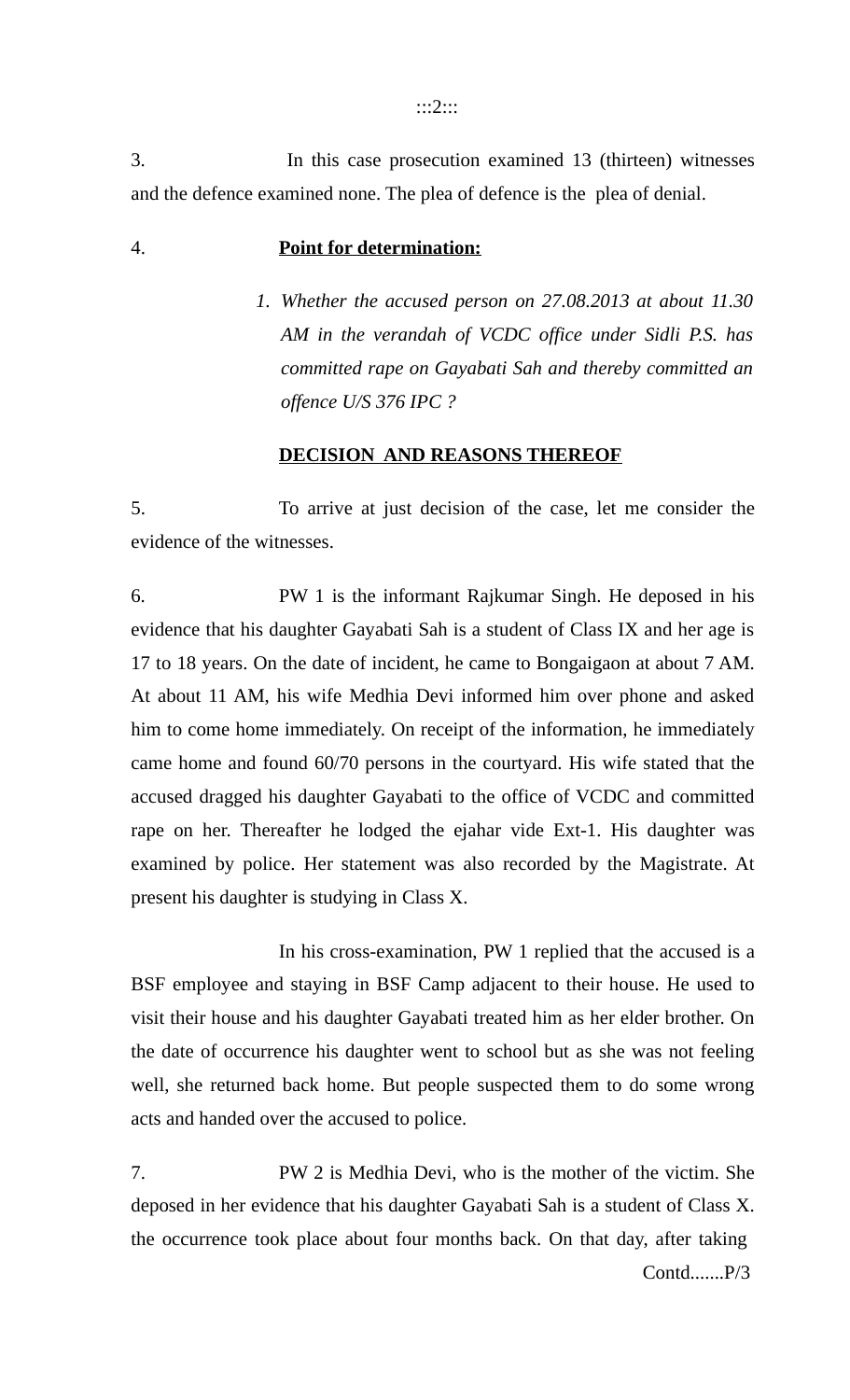3. In this case prosecution examined 13 (thirteen) witnesses and the defence examined none. The plea of defence is the plea of denial.

4. **Point for determination:**

1. *Whether the accused person on 27.08.2013 at about 11.30 AM in the verandah of VCDC office under Sidli P.S. has committed rape on Gayabati Sah and thereby committed an offence U/S 376 IPC ?*

**DECISION AND REASONS THEREOF**

5. To arrive at just decision of the case, let me consider the evidence of the witnesses.

6. PW 1 is the informant Rajkumar Singh. He deposed in his evidence that his daughter Gayabati Sah is a student of Class IX and her age is 17 to 18 years. On the date of incident, he came to Bongaigaon at about 7 AM. At about 11 AM, his wife Medhia Devi informed him over phone and asked him to come home immediately. On receipt of the information, he immediately came home and found 60/70 persons in the courtyard. His wife stated that the accused dragged his daughter Gayabati to the office of VCDC and committed rape on her. Thereafter he lodged the ejahar vide Ext-1. His daughter was examined by police. Her statement was also recorded by the Magistrate. At present his daughter is studying in Class X.

In his cross-examination, PW 1 replied that the accused is a BSF employee and staying in BSF Camp adjacent to their house. He used to visit their house and his daughter Gayabati treated him as her elder brother. On the date of occurrence his daughter went to school but as she was not feeling well, she returned back home. But people suspected them to do some wrong acts and handed over the accused to police.

7. PW 2 is Medhia Devi, who is the mother of the victim. She deposed in her evidence that his daughter Gayabati Sah is a student of Class X. the occurrence took place about four months back. On that day, after taking

Contd.......P/3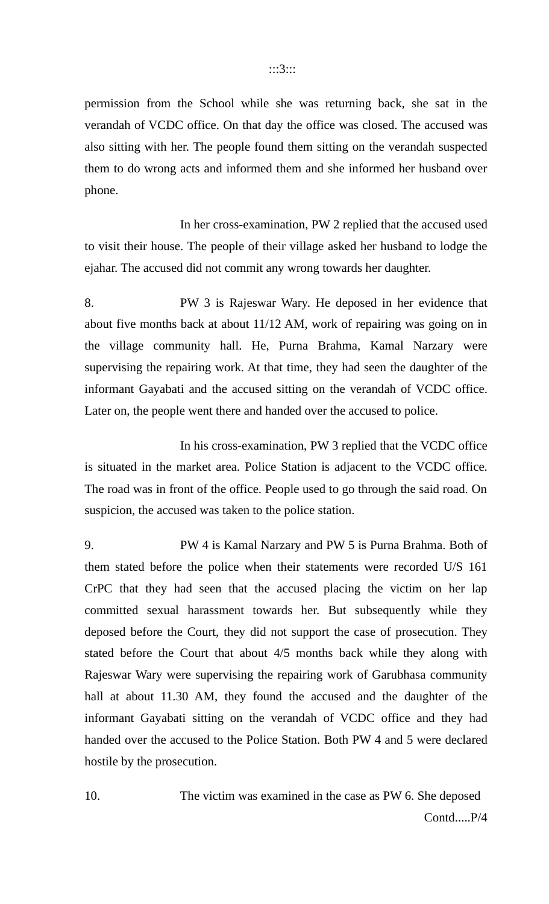permission from the School while she was returning back, she sat in the verandah of VCDC office. On that day the office was closed. The accused was also sitting with her. The people found them sitting on the verandah suspected them to do wrong acts and informed them and she informed her husband over phone.

In her cross-examination, PW 2 replied that the accused used to visit their house. The people of their village asked her husband to lodge the ejahar. The accused did not commit any wrong towards her daughter.

8. PW 3 is Rajeswar Wary. He deposed in her evidence that about five months back at about 11/12 AM, work of repairing was going on in the village community hall. He, Purna Brahma, Kamal Narzary were supervising the repairing work. At that time, they had seen the daughter of the informant Gayabati and the accused sitting on the verandah of VCDC office. Later on, the people went there and handed over the accused to police.

In his cross-examination, PW 3 replied that the VCDC office is situated in the market area. Police Station is adjacent to the VCDC office. The road was in front of the office. People used to go through the said road. On suspicion, the accused was taken to the police station.

9. PW 4 is Kamal Narzary and PW 5 is Purna Brahma. Both of them stated before the police when their statements were recorded U/S 161 CrPC that they had seen that the accused placing the victim on her lap committed sexual harassment towards her. But subsequently while they deposed before the Court, they did not support the case of prosecution. They stated before the Court that about 4/5 months back while they along with Rajeswar Wary were supervising the repairing work of Garubhasa community hall at about 11.30 AM, they found the accused and the daughter of the informant Gayabati sitting on the verandah of VCDC office and they had handed over the accused to the Police Station. Both PW 4 and 5 were declared hostile by the prosecution.

10. The victim was examined in the case as PW 6. She deposed

Contd.....P/4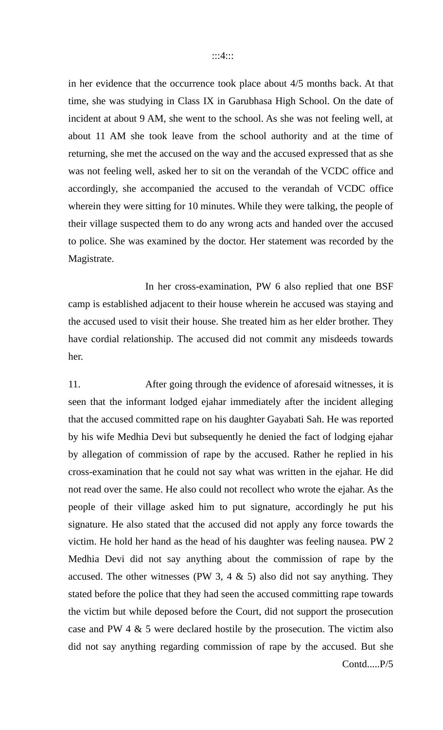in her evidence that the occurrence took place about 4/5 months back. At that time, she was studying in Class IX in Garubhasa High School. On the date of incident at about 9 AM, she went to the school. As she was not feeling well, at about 11 AM she took leave from the school authority and at the time of returning, she met the accused on the way and the accused expressed that as she was not feeling well, asked her to sit on the verandah of the VCDC office and accordingly, she accompanied the accused to the verandah of VCDC office wherein they were sitting for 10 minutes. While they were talking, the people of their village suspected them to do any wrong acts and handed over the accused to police. She was examined by the doctor. Her statement was recorded by the Magistrate.

In her cross-examination, PW 6 also replied that one BSF camp is established adjacent to their house wherein he accused was staying and the accused used to visit their house. She treated him as her elder brother. They have cordial relationship. The accused did not commit any misdeeds towards her.

11. After going through the evidence of aforesaid witnesses, it is seen that the informant lodged ejahar immediately after the incident alleging that the accused committed rape on his daughter Gayabati Sah. He was reported by his wife Medhia Devi but subsequently he denied the fact of lodging ejahar by allegation of commission of rape by the accused. Rather he replied in his cross-examination that he could not say what was written in the ejahar. He did not read over the same. He also could not recollect who wrote the ejahar. As the people of their village asked him to put signature, accordingly he put his signature. He also stated that the accused did not apply any force towards the victim. He hold her hand as the head of his daughter was feeling nausea. PW 2 Medhia Devi did not say anything about the commission of rape by the accused. The other witnesses (PW 3, 4 & 5) also did not say anything. They stated before the police that they had seen the accused committing rape towards the victim but while deposed before the Court, did not support the prosecution case and PW 4 & 5 were declared hostile by the prosecution. The victim also did not say anything regarding commission of rape by the accused. But she

Contd.....P/5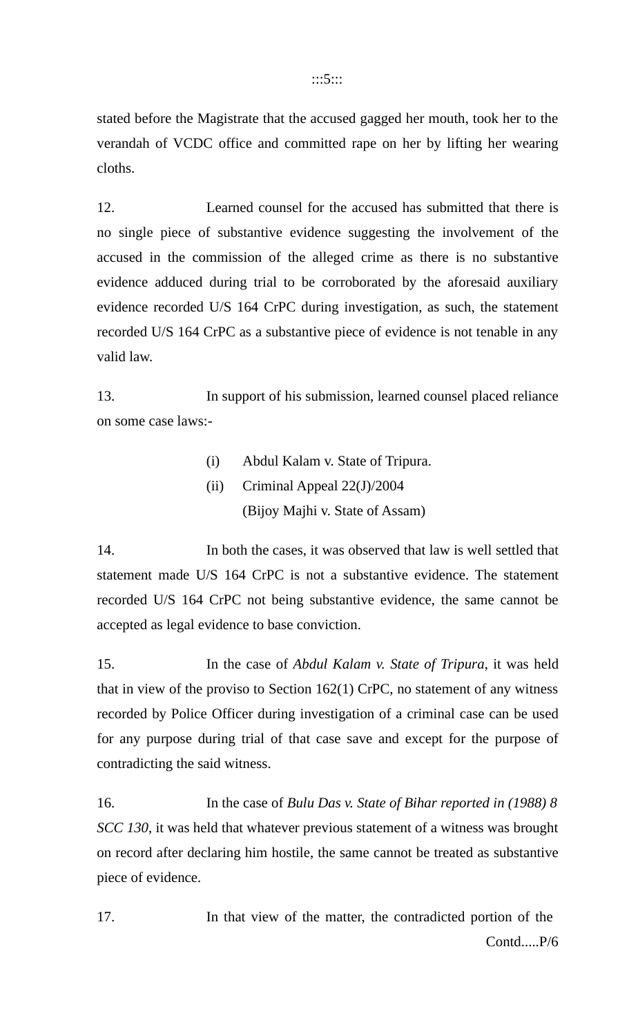stated before the Magistrate that the accused gagged her mouth, took her to the verandah of VCDC office and committed rape on her by lifting her wearing cloths.

12. Learned counsel for the accused has submitted that there is no single piece of substantive evidence suggesting the involvement of the accused in the commission of the alleged crime as there is no substantive evidence adduced during trial to be corroborated by the aforesaid auxiliary evidence recorded U/S 164 CrPC during investigation, as such, the statement recorded U/S 164 CrPC as a substantive piece of evidence is not tenable in any valid law.

13. In support of his submission, learned counsel placed reliance on some case laws:-

(i) Abdul Kalam v. State of Tripura.

(ii) Criminal Appeal 22(J)/2004 (Bijoy Majhi v. State of Assam)

14. In both the cases, it was observed that law is well settled that statement made U/S 164 CrPC is not a substantive evidence. The statement recorded U/S 164 CrPC not being substantive evidence, the same cannot be accepted as legal evidence to base conviction.

15. In the case of *Abdul Kalam v. State of Tripura*, it was held that in view of the proviso to Section 162(1) CrPC, no statement of any witness recorded by Police Officer during investigation of a criminal case can be used for any purpose during trial of that case save and except for the purpose of contradicting the said witness.

16. In the case of *Bulu Das v. State of Bihar reported in (1988) 8 SCC 130*, it was held that whatever previous statement of a witness was brought on record after declaring him hostile, the same cannot be treated as substantive piece of evidence.

17. In that view of the matter, the contradicted portion of the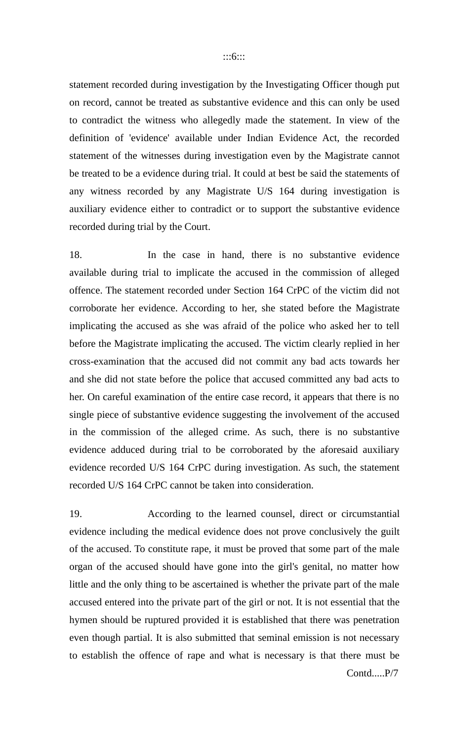statement recorded during investigation by the Investigating Officer though put on record, cannot be treated as substantive evidence and this can only be used to contradict the witness who allegedly made the statement. In view of the definition of 'evidence' available under Indian Evidence Act, the recorded statement of the witnesses during investigation even by the Magistrate cannot be treated to be a evidence during trial. It could at best be said the statements of any witness recorded by any Magistrate U/S 164 during investigation is auxiliary evidence either to contradict or to support the substantive evidence recorded during trial by the Court.

18. In the case in hand, there is no substantive evidence available during trial to implicate the accused in the commission of alleged offence. The statement recorded under Section 164 CrPC of the victim did not corroborate her evidence. According to her, she stated before the Magistrate implicating the accused as she was afraid of the police who asked her to tell before the Magistrate implicating the accused. The victim clearly replied in her cross-examination that the accused did not commit any bad acts towards her and she did not state before the police that accused committed any bad acts to her. On careful examination of the entire case record, it appears that there is no single piece of substantive evidence suggesting the involvement of the accused in the commission of the alleged crime. As such, there is no substantive evidence adduced during trial to be corroborated by the aforesaid auxiliary evidence recorded U/S 164 CrPC during investigation. As such, the statement recorded U/S 164 CrPC cannot be taken into consideration.

19. According to the learned counsel, direct or circumstantial evidence including the medical evidence does not prove conclusively the guilt of the accused. To constitute rape, it must be proved that some part of the male organ of the accused should have gone into the girl's genital, no matter how little and the only thing to be ascertained is whether the private part of the male accused entered into the private part of the girl or not. It is not essential that the hymen should be ruptured provided it is established that there was penetration even though partial. It is also submitted that seminal emission is not necessary to establish the offence of rape and what is necessary is that there must be

Contd.....P/7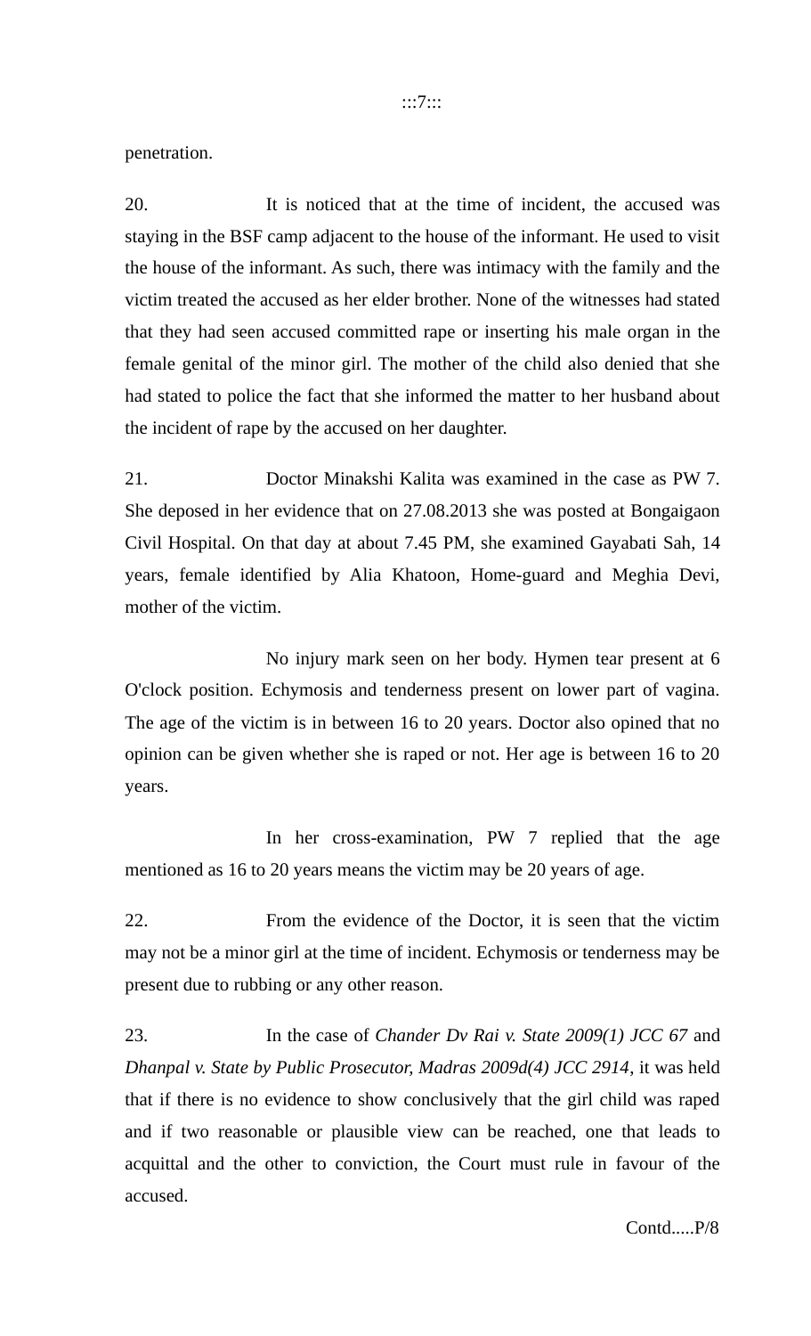penetration.

20. It is noticed that at the time of incident, the accused was staying in the BSF camp adjacent to the house of the informant. He used to visit the house of the informant. As such, there was intimacy with the family and the victim treated the accused as her elder brother. None of the witnesses had stated that they had seen accused committed rape or inserting his male organ in the female genital of the minor girl. The mother of the child also denied that she had stated to police the fact that she informed the matter to her husband about the incident of rape by the accused on her daughter.

21. Doctor Minakshi Kalita was examined in the case as PW 7. She deposed in her evidence that on 27.08.2013 she was posted at Bongaigaon Civil Hospital. On that day at about 7.45 PM, she examined Gayabati Sah, 14 years, female identified by Alia Khatoon, Home-guard and Meghia Devi, mother of the victim.

No injury mark seen on her body. Hymen tear present at 6 O'clock position. Echymosis and tenderness present on lower part of vagina. The age of the victim is in between 16 to 20 years. Doctor also opined that no opinion can be given whether she is raped or not. Her age is between 16 to 20 years.

In her cross-examination, PW 7 replied that the age mentioned as 16 to 20 years means the victim may be 20 years of age.

22. From the evidence of the Doctor, it is seen that the victim may not be a minor girl at the time of incident. Echymosis or tenderness may be present due to rubbing or any other reason.

23. In the case of *Chander Dv Rai v. State 2009(1) JCC 67* and *Dhanpal v. State by Public Prosecutor, Madras 2009d(4) JCC 2914*, it was held that if there is no evidence to show conclusively that the girl child was raped and if two reasonable or plausible view can be reached, one that leads to acquittal and the other to conviction, the Court must rule in favour of the accused.

Contd.....P/8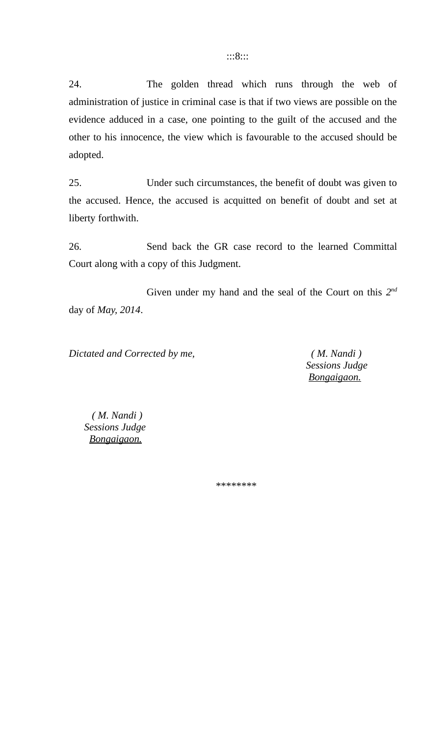24. The golden thread which runs through the web of administration of justice in criminal case is that if two views are possible on the evidence adduced in a case, one pointing to the guilt of the accused and the other to his innocence, the view which is favourable to the accused should be adopted.

25. Under such circumstances, the benefit of doubt was given to the accused. Hence, the accused is acquitted on benefit of doubt and set at liberty forthwith.

26. Send back the GR case record to the learned Committal Court along with a copy of this Judgment.

Given under my hand and the seal of the Court on this *2nd* day of *May, 2014*.

*Dictated and Corrected by me,*

*( M. Nandi )*
*Sessions Judge*
*Bongaigaon.*

*( M. Nandi )*
*Sessions Judge*
*Bongaigaon.*

********